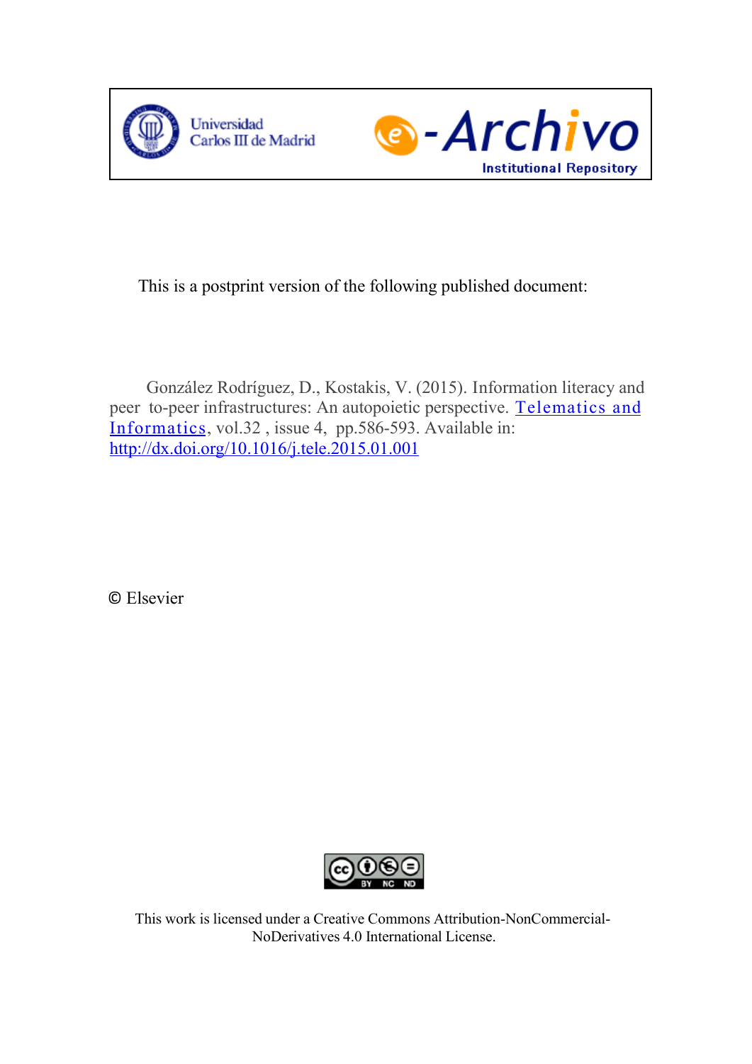This is a postprint version of the following published document:

González Rodríguez, D., Kostakis, V. (2015). Information literacy and peer to-peer infrastructures: An autopoietic perspective. [Telematics and Informatics](), vol.32 , issue 4, pp.586-593. Available in: [http://dx.doi.org/10.1016/j.tele.2015.01.001](http://dx.doi.org/10.1016/j.tele.2015.01.001)

© Elsevier

This work is licensed under a Creative Commons Attribution-NonCommercial-NoDerivatives 4.0 International License.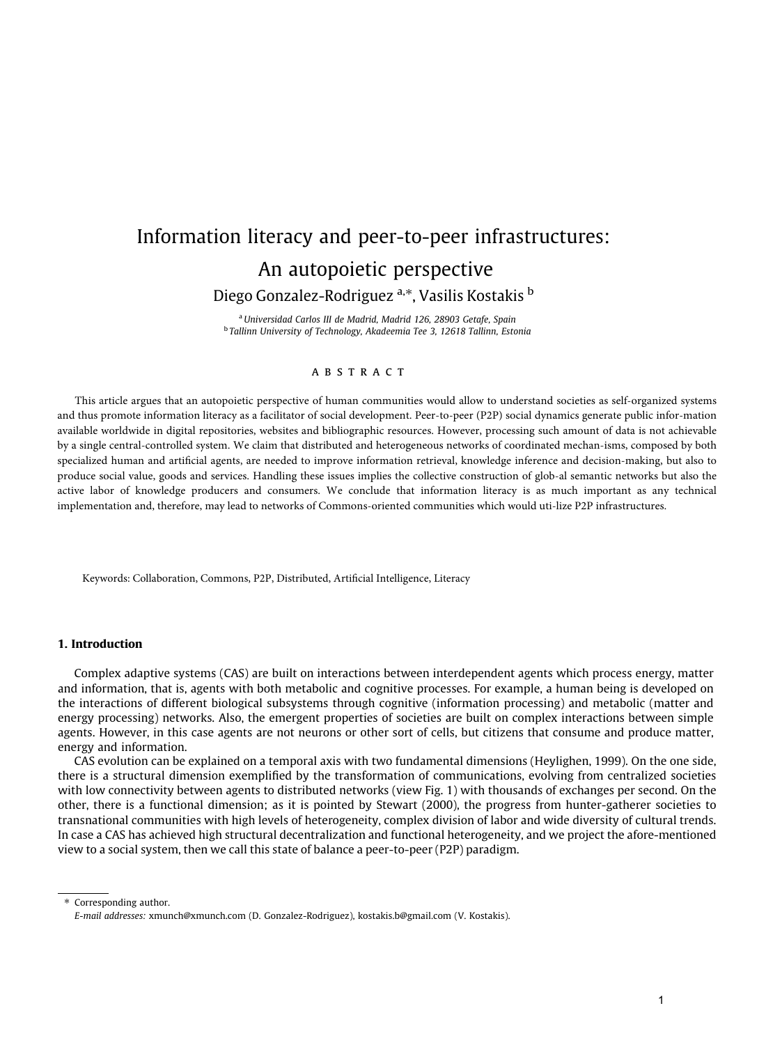# Information literacy and peer-to-peer infrastructures: An autopoietic perspective

Diego Gonzalez-Rodriguez [a,*], Vasilis Kostakis [b]

[a] *Universidad Carlos III de Madrid, Madrid 126, 28903 Getafe, Spain*
[b] *Tallinn University of Technology, Akadeemia Tee 3, 12618 Tallinn, Estonia*

## ABSTRACT

This article argues that an autopoietic perspective of human communities would allow to understand societies as self-organized systems and thus promote information literacy as a facilitator of social development. Peer-to-peer (P2P) social dynamics generate public infor-mation available worldwide in digital repositories, websites and bibliographic resources. However, processing such amount of data is not achievable by a single central-controlled system. We claim that distributed and heterogeneous networks of coordinated mechan-isms, composed by both specialized human and artificial agents, are needed to improve information retrieval, knowledge inference and decision-making, but also to produce social value, goods and services. Handling these issues implies the collective construction of glob-al semantic networks but also the active labor of knowledge producers and consumers. We conclude that information literacy is as much important as any technical implementation and, therefore, may lead to networks of Commons-oriented communities which would uti-lize P2P infrastructures.

Keywords: Collaboration, Commons, P2P, Distributed, Artificial Intelligence, Literacy

### 1. Introduction

Complex adaptive systems (CAS) are built on interactions between interdependent agents which process energy, matter and information, that is, agents with both metabolic and cognitive processes. For example, a human being is developed on the interactions of different biological subsystems through cognitive (information processing) and metabolic (matter and energy processing) networks. Also, the emergent properties of societies are built on complex interactions between simple agents. However, in this case agents are not neurons or other sort of cells, but citizens that consume and produce matter, energy and information.

CAS evolution can be explained on a temporal axis with two fundamental dimensions (Heylighen, 1999). On the one side, there is a structural dimension exemplified by the transformation of communications, evolving from centralized societies with low connectivity between agents to distributed networks (view Fig. 1) with thousands of exchanges per second. On the other, there is a functional dimension; as it is pointed by Stewart (2000), the progress from hunter-gatherer societies to transnational communities with high levels of heterogeneity, complex division of labor and wide diversity of cultural trends. In case a CAS has achieved high structural decentralization and functional heterogeneity, and we project the afore-mentioned view to a social system, then we call this state of balance a peer-to-peer (P2P) paradigm.

\* Corresponding author.
*E-mail addresses:* xmunch@xmunch.com (D. Gonzalez-Rodriguez), kostakis.b@gmail.com (V. Kostakis).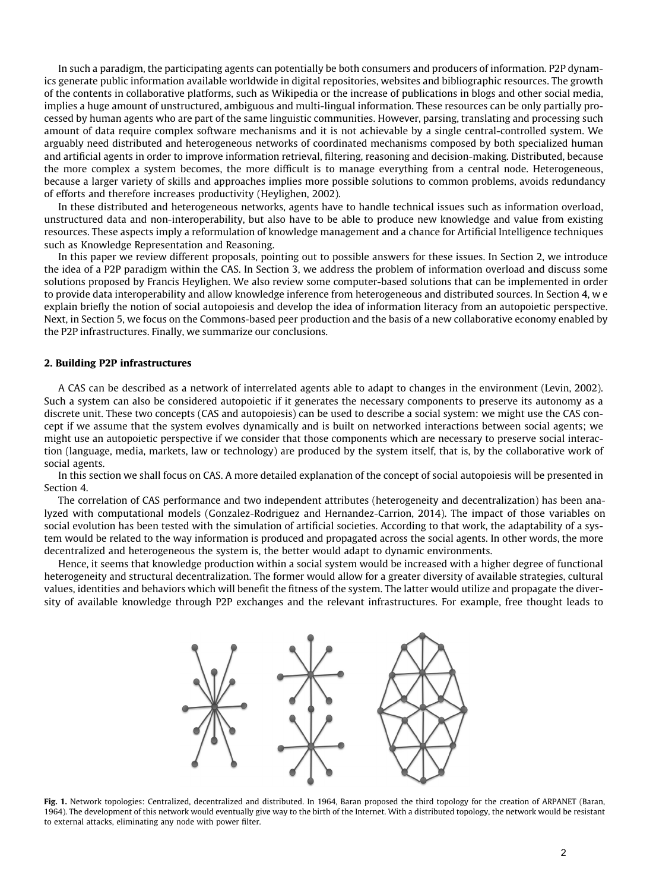In such a paradigm, the participating agents can potentially be both consumers and producers of information. P2P dynamics generate public information available worldwide in digital repositories, websites and bibliographic resources. The growth of the contents in collaborative platforms, such as Wikipedia or the increase of publications in blogs and other social media, implies a huge amount of unstructured, ambiguous and multi-lingual information. These resources can be only partially processed by human agents who are part of the same linguistic communities. However, parsing, translating and processing such amount of data require complex software mechanisms and it is not achievable by a single central-controlled system. We arguably need distributed and heterogeneous networks of coordinated mechanisms composed by both specialized human and artificial agents in order to improve information retrieval, filtering, reasoning and decision-making. Distributed, because the more complex a system becomes, the more difficult is to manage everything from a central node. Heterogeneous, because a larger variety of skills and approaches implies more possible solutions to common problems, avoids redundancy of efforts and therefore increases productivity (Heylighen, 2002).

In these distributed and heterogeneous networks, agents have to handle technical issues such as information overload, unstructured data and non-interoperability, but also have to be able to produce new knowledge and value from existing resources. These aspects imply a reformulation of knowledge management and a chance for Artificial Intelligence techniques such as Knowledge Representation and Reasoning.

In this paper we review different proposals, pointing out to possible answers for these issues. In Section 2, we introduce the idea of a P2P paradigm within the CAS. In Section 3, we address the problem of information overload and discuss some solutions proposed by Francis Heylighen. We also review some computer-based solutions that can be implemented in order to provide data interoperability and allow knowledge inference from heterogeneous and distributed sources. In Section 4, w e explain briefly the notion of social autopoiesis and develop the idea of information literacy from an autopoietic perspective. Next, in Section 5, we focus on the Commons-based peer production and the basis of a new collaborative economy enabled by the P2P infrastructures. Finally, we summarize our conclusions.

## 2. Building P2P infrastructures

A CAS can be described as a network of interrelated agents able to adapt to changes in the environment (Levin, 2002). Such a system can also be considered autopoietic if it generates the necessary components to preserve its autonomy as a discrete unit. These two concepts (CAS and autopoiesis) can be used to describe a social system: we might use the CAS concept if we assume that the system evolves dynamically and is built on networked interactions between social agents; we might use an autopoietic perspective if we consider that those components which are necessary to preserve social interaction (language, media, markets, law or technology) are produced by the system itself, that is, by the collaborative work of social agents.

In this section we shall focus on CAS. A more detailed explanation of the concept of social autopoiesis will be presented in Section 4.

The correlation of CAS performance and two independent attributes (heterogeneity and decentralization) has been analyzed with computational models (Gonzalez-Rodriguez and Hernandez-Carrion, 2014). The impact of those variables on social evolution has been tested with the simulation of artificial societies. According to that work, the adaptability of a system would be related to the way information is produced and propagated across the social agents. In other words, the more decentralized and heterogeneous the system is, the better would adapt to dynamic environments.

Hence, it seems that knowledge production within a social system would be increased with a higher degree of functional heterogeneity and structural decentralization. The former would allow for a greater diversity of available strategies, cultural values, identities and behaviors which will benefit the fitness of the system. The latter would utilize and propagate the diversity of available knowledge through P2P exchanges and the relevant infrastructures. For example, free thought leads to

**Fig. 1.** Network topologies: Centralized, decentralized and distributed. In 1964, Baran proposed the third topology for the creation of ARPANET (Baran, 1964). The development of this network would eventually give way to the birth of the Internet. With a distributed topology, the network would be resistant to external attacks, eliminating any node with power filter.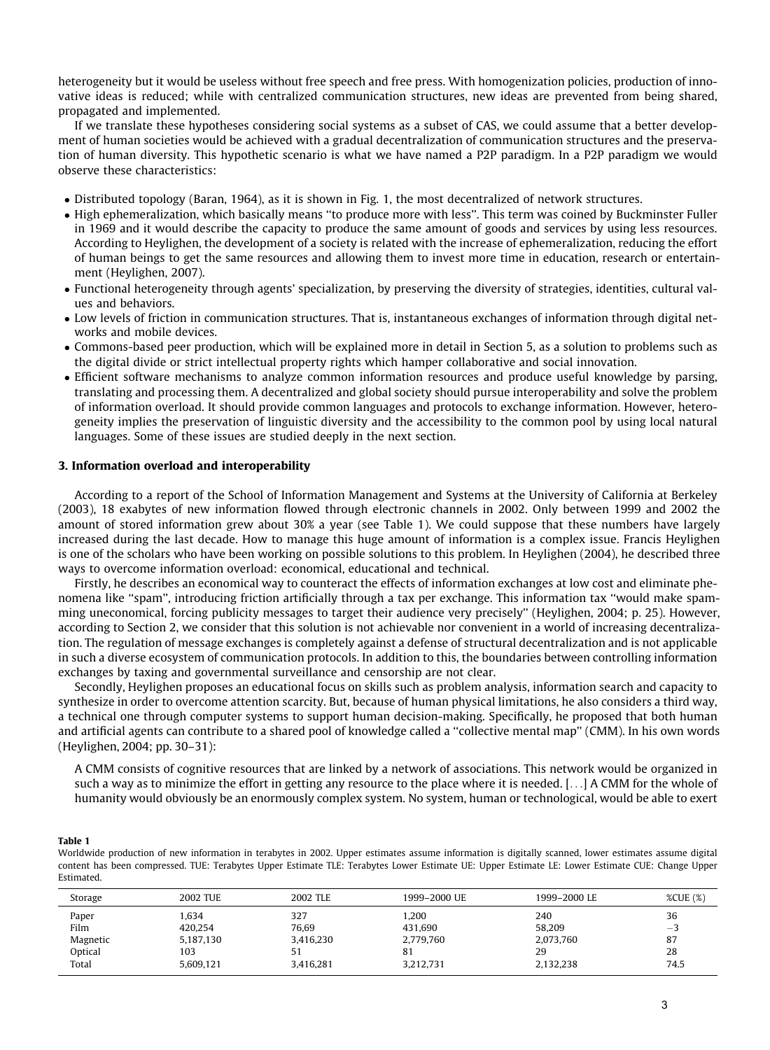heterogeneity but it would be useless without free speech and free press. With homogenization policies, production of innovative ideas is reduced; while with centralized communication structures, new ideas are prevented from being shared, propagated and implemented.

If we translate these hypotheses considering social systems as a subset of CAS, we could assume that a better development of human societies would be achieved with a gradual decentralization of communication structures and the preservation of human diversity. This hypothetic scenario is what we have named a P2P paradigm. In a P2P paradigm we would observe these characteristics:

- Distributed topology (Baran, 1964), as it is shown in Fig. 1, the most decentralized of network structures.
- High ephemeralization, which basically means ''to produce more with less''. This term was coined by Buckminster Fuller in 1969 and it would describe the capacity to produce the same amount of goods and services by using less resources. According to Heylighen, the development of a society is related with the increase of ephemeralization, reducing the effort of human beings to get the same resources and allowing them to invest more time in education, research or entertainment (Heylighen, 2007).
- Functional heterogeneity through agents' specialization, by preserving the diversity of strategies, identities, cultural values and behaviors.
- Low levels of friction in communication structures. That is, instantaneous exchanges of information through digital networks and mobile devices.
- Commons-based peer production, which will be explained more in detail in Section 5, as a solution to problems such as the digital divide or strict intellectual property rights which hamper collaborative and social innovation.
- Efficient software mechanisms to analyze common information resources and produce useful knowledge by parsing, translating and processing them. A decentralized and global society should pursue interoperability and solve the problem of information overload. It should provide common languages and protocols to exchange information. However, heterogeneity implies the preservation of linguistic diversity and the accessibility to the common pool by using local natural languages. Some of these issues are studied deeply in the next section.

## 3. Information overload and interoperability

According to a report of the School of Information Management and Systems at the University of California at Berkeley (2003), 18 exabytes of new information flowed through electronic channels in 2002. Only between 1999 and 2002 the amount of stored information grew about 30% a year (see Table 1). We could suppose that these numbers have largely increased during the last decade. How to manage this huge amount of information is a complex issue. Francis Heylighen is one of the scholars who have been working on possible solutions to this problem. In Heylighen (2004), he described three ways to overcome information overload: economical, educational and technical.

Firstly, he describes an economical way to counteract the effects of information exchanges at low cost and eliminate phenomena like ''spam'', introducing friction artificially through a tax per exchange. This information tax ''would make spamming uneconomical, forcing publicity messages to target their audience very precisely'' (Heylighen, 2004; p. 25). However, according to Section 2, we consider that this solution is not achievable nor convenient in a world of increasing decentralization. The regulation of message exchanges is completely against a defense of structural decentralization and is not applicable in such a diverse ecosystem of communication protocols. In addition to this, the boundaries between controlling information exchanges by taxing and governmental surveillance and censorship are not clear.

Secondly, Heylighen proposes an educational focus on skills such as problem analysis, information search and capacity to synthesize in order to overcome attention scarcity. But, because of human physical limitations, he also considers a third way, a technical one through computer systems to support human decision-making. Specifically, he proposed that both human and artificial agents can contribute to a shared pool of knowledge called a ''collective mental map'' (CMM). In his own words (Heylighen, 2004; pp. 30–31):

> A CMM consists of cognitive resources that are linked by a network of associations. This network would be organized in such a way as to minimize the effort in getting any resource to the place where it is needed. [...] A CMM for the whole of humanity would obviously be an enormously complex system. No system, human or technological, would be able to exert

**Table 1**
Worldwide production of new information in terabytes in 2002. Upper estimates assume information is digitally scanned, lower estimates assume digital content has been compressed. TUE: Terabytes Upper Estimate TLE: Terabytes Lower Estimate UE: Upper Estimate LE: Lower Estimate CUE: Change Upper Estimated.

| Storage | 2002 TUE | 2002 TLE | 1999–2000 UE | 1999–2000 LE | %CUE (%) |
|---|---|---|---|---|---|
| Paper | 1,634 | 327 | 1,200 | 240 | 36 |
| Film | 420,254 | 76,69 | 431,690 | 58,209 | −3 |
| Magnetic | 5,187,130 | 3,416,230 | 2,779,760 | 2,073,760 | 87 |
| Optical | 103 | 51 | 81 | 29 | 28 |
| Total | 5,609,121 | 3,416,281 | 3,212,731 | 2,132,238 | 74.5 |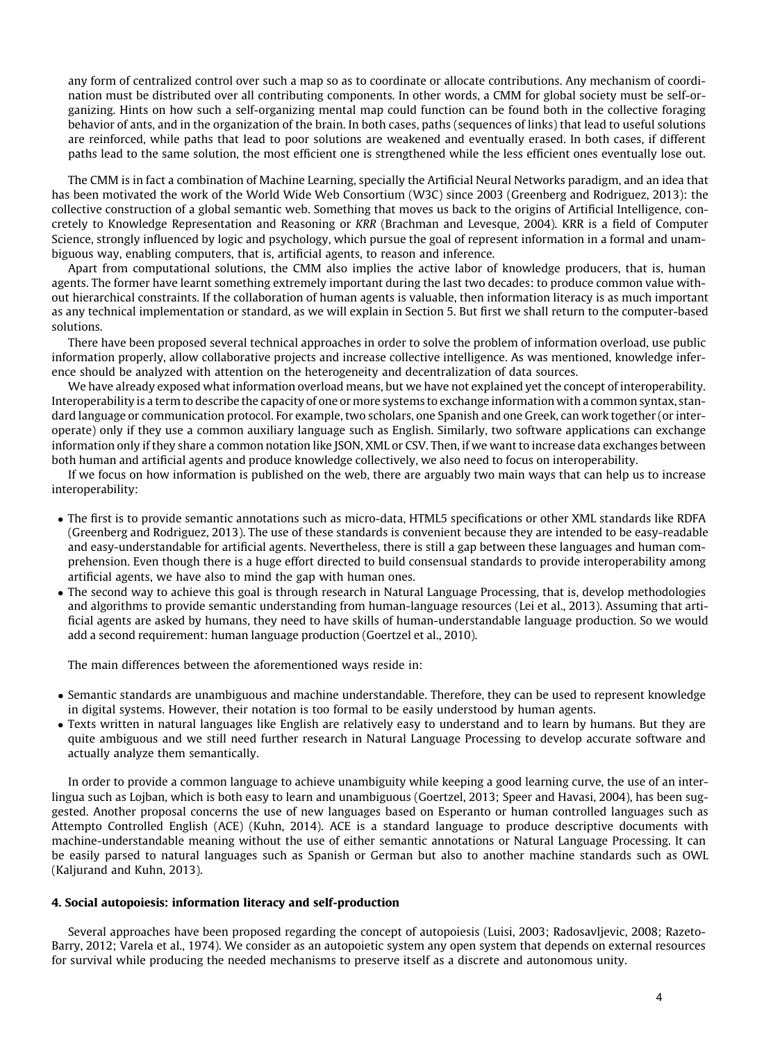any form of centralized control over such a map so as to coordinate or allocate contributions. Any mechanism of coordination must be distributed over all contributing components. In other words, a CMM for global society must be self-organizing. Hints on how such a self-organizing mental map could function can be found both in the collective foraging behavior of ants, and in the organization of the brain. In both cases, paths (sequences of links) that lead to useful solutions are reinforced, while paths that lead to poor solutions are weakened and eventually erased. In both cases, if different paths lead to the same solution, the most efficient one is strengthened while the less efficient ones eventually lose out.

The CMM is in fact a combination of Machine Learning, specially the Artificial Neural Networks paradigm, and an idea that has been motivated the work of the World Wide Web Consortium (W3C) since 2003 (Greenberg and Rodriguez, 2013): the collective construction of a global semantic web. Something that moves us back to the origins of Artificial Intelligence, concretely to Knowledge Representation and Reasoning or *KRR* (Brachman and Levesque, 2004). KRR is a field of Computer Science, strongly influenced by logic and psychology, which pursue the goal of represent information in a formal and unambiguous way, enabling computers, that is, artificial agents, to reason and inference.

Apart from computational solutions, the CMM also implies the active labor of knowledge producers, that is, human agents. The former have learnt something extremely important during the last two decades: to produce common value without hierarchical constraints. If the collaboration of human agents is valuable, then information literacy is as much important as any technical implementation or standard, as we will explain in Section 5. But first we shall return to the computer-based solutions.

There have been proposed several technical approaches in order to solve the problem of information overload, use public information properly, allow collaborative projects and increase collective intelligence. As was mentioned, knowledge inference should be analyzed with attention on the heterogeneity and decentralization of data sources.

We have already exposed what information overload means, but we have not explained yet the concept of interoperability. Interoperability is a term to describe the capacity of one or more systems to exchange information with a common syntax, standard language or communication protocol. For example, two scholars, one Spanish and one Greek, can work together (or interoperate) only if they use a common auxiliary language such as English. Similarly, two software applications can exchange information only if they share a common notation like JSON, XML or CSV. Then, if we want to increase data exchanges between both human and artificial agents and produce knowledge collectively, we also need to focus on interoperability.

If we focus on how information is published on the web, there are arguably two main ways that can help us to increase interoperability:

- The first is to provide semantic annotations such as micro-data, HTML5 specifications or other XML standards like RDFA (Greenberg and Rodriguez, 2013). The use of these standards is convenient because they are intended to be easy-readable and easy-understandable for artificial agents. Nevertheless, there is still a gap between these languages and human comprehension. Even though there is a huge effort directed to build consensual standards to provide interoperability among artificial agents, we have also to mind the gap with human ones.
- The second way to achieve this goal is through research in Natural Language Processing, that is, develop methodologies and algorithms to provide semantic understanding from human-language resources (Lei et al., 2013). Assuming that artificial agents are asked by humans, they need to have skills of human-understandable language production. So we would add a second requirement: human language production (Goertzel et al., 2010).

The main differences between the aforementioned ways reside in:

- Semantic standards are unambiguous and machine understandable. Therefore, they can be used to represent knowledge in digital systems. However, their notation is too formal to be easily understood by human agents.
- Texts written in natural languages like English are relatively easy to understand and to learn by humans. But they are quite ambiguous and we still need further research in Natural Language Processing to develop accurate software and actually analyze them semantically.

In order to provide a common language to achieve unambiguity while keeping a good learning curve, the use of an interlingua such as Lojban, which is both easy to learn and unambiguous (Goertzel, 2013; Speer and Havasi, 2004), has been suggested. Another proposal concerns the use of new languages based on Esperanto or human controlled languages such as Attempto Controlled English (ACE) (Kuhn, 2014). ACE is a standard language to produce descriptive documents with machine-understandable meaning without the use of either semantic annotations or Natural Language Processing. It can be easily parsed to natural languages such as Spanish or German but also to another machine standards such as OWL (Kaljurand and Kuhn, 2013).

## 4. Social autopoiesis: information literacy and self-production

Several approaches have been proposed regarding the concept of autopoiesis (Luisi, 2003; Radosavljevic, 2008; Razeto-Barry, 2012; Varela et al., 1974). We consider as an autopoietic system any open system that depends on external resources for survival while producing the needed mechanisms to preserve itself as a discrete and autonomous unity.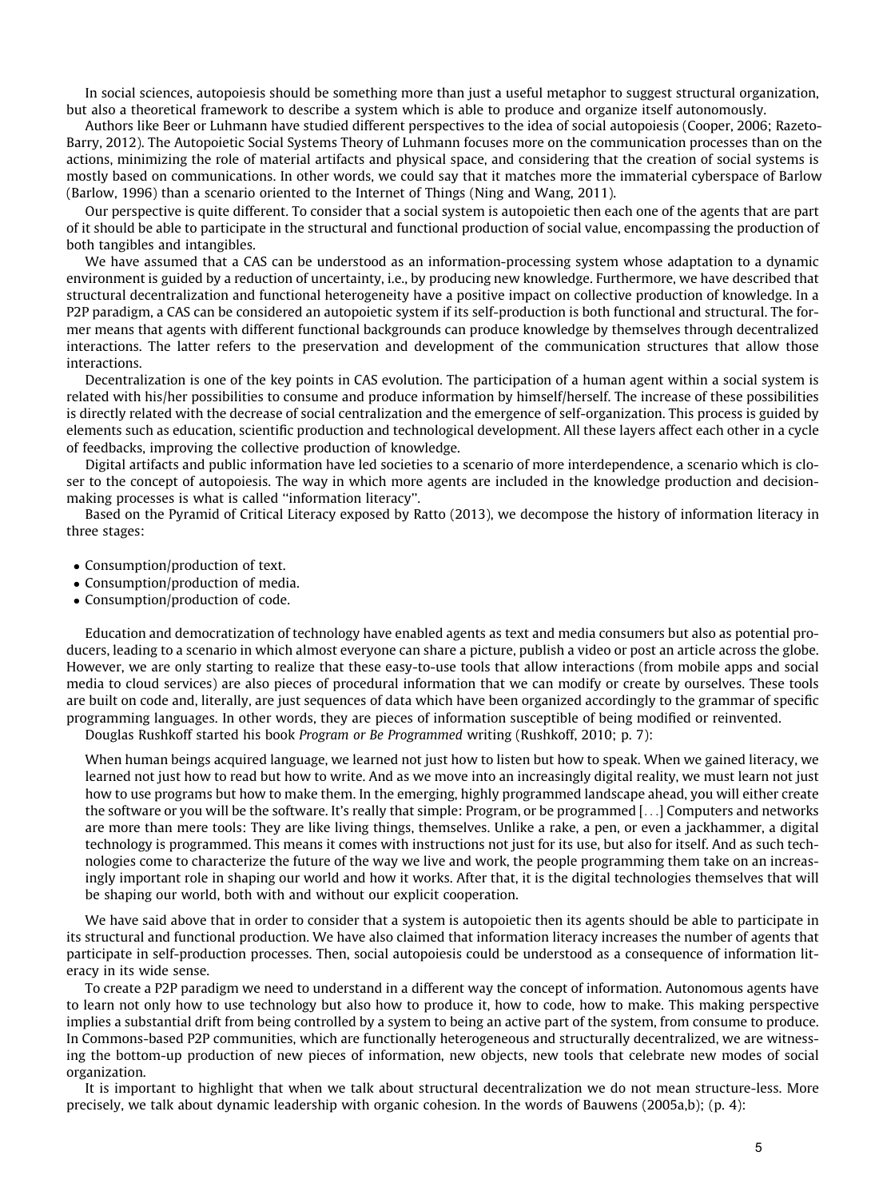In social sciences, autopoiesis should be something more than just a useful metaphor to suggest structural organization, but also a theoretical framework to describe a system which is able to produce and organize itself autonomously.

Authors like Beer or Luhmann have studied different perspectives to the idea of social autopoiesis (Cooper, 2006; Razeto-Barry, 2012). The Autopoietic Social Systems Theory of Luhmann focuses more on the communication processes than on the actions, minimizing the role of material artifacts and physical space, and considering that the creation of social systems is mostly based on communications. In other words, we could say that it matches more the immaterial cyberspace of Barlow (Barlow, 1996) than a scenario oriented to the Internet of Things (Ning and Wang, 2011).

Our perspective is quite different. To consider that a social system is autopoietic then each one of the agents that are part of it should be able to participate in the structural and functional production of social value, encompassing the production of both tangibles and intangibles.

We have assumed that a CAS can be understood as an information-processing system whose adaptation to a dynamic environment is guided by a reduction of uncertainty, i.e., by producing new knowledge. Furthermore, we have described that structural decentralization and functional heterogeneity have a positive impact on collective production of knowledge. In a P2P paradigm, a CAS can be considered an autopoietic system if its self-production is both functional and structural. The former means that agents with different functional backgrounds can produce knowledge by themselves through decentralized interactions. The latter refers to the preservation and development of the communication structures that allow those interactions.

Decentralization is one of the key points in CAS evolution. The participation of a human agent within a social system is related with his/her possibilities to consume and produce information by himself/herself. The increase of these possibilities is directly related with the decrease of social centralization and the emergence of self-organization. This process is guided by elements such as education, scientific production and technological development. All these layers affect each other in a cycle of feedbacks, improving the collective production of knowledge.

Digital artifacts and public information have led societies to a scenario of more interdependence, a scenario which is closer to the concept of autopoiesis. The way in which more agents are included in the knowledge production and decision-making processes is what is called ''information literacy''.

Based on the Pyramid of Critical Literacy exposed by Ratto (2013), we decompose the history of information literacy in three stages:

- Consumption/production of text.
- Consumption/production of media.
- Consumption/production of code.

Education and democratization of technology have enabled agents as text and media consumers but also as potential producers, leading to a scenario in which almost everyone can share a picture, publish a video or post an article across the globe. However, we are only starting to realize that these easy-to-use tools that allow interactions (from mobile apps and social media to cloud services) are also pieces of procedural information that we can modify or create by ourselves. These tools are built on code and, literally, are just sequences of data which have been organized accordingly to the grammar of specific programming languages. In other words, they are pieces of information susceptible of being modified or reinvented.

Douglas Rushkoff started his book *Program or Be Programmed* writing (Rushkoff, 2010; p. 7):

> When human beings acquired language, we learned not just how to listen but how to speak. When we gained literacy, we learned not just how to read but how to write. And as we move into an increasingly digital reality, we must learn not just how to use programs but how to make them. In the emerging, highly programmed landscape ahead, you will either create the software or you will be the software. It's really that simple: Program, or be programmed [...] Computers and networks are more than mere tools: They are like living things, themselves. Unlike a rake, a pen, or even a jackhammer, a digital technology is programmed. This means it comes with instructions not just for its use, but also for itself. And as such technologies come to characterize the future of the way we live and work, the people programming them take on an increasingly important role in shaping our world and how it works. After that, it is the digital technologies themselves that will be shaping our world, both with and without our explicit cooperation.

We have said above that in order to consider that a system is autopoietic then its agents should be able to participate in its structural and functional production. We have also claimed that information literacy increases the number of agents that participate in self-production processes. Then, social autopoiesis could be understood as a consequence of information literacy in its wide sense.

To create a P2P paradigm we need to understand in a different way the concept of information. Autonomous agents have to learn not only how to use technology but also how to produce it, how to code, how to make. This making perspective implies a substantial drift from being controlled by a system to being an active part of the system, from consume to produce. In Commons-based P2P communities, which are functionally heterogeneous and structurally decentralized, we are witnessing the bottom-up production of new pieces of information, new objects, new tools that celebrate new modes of social organization.

It is important to highlight that when we talk about structural decentralization we do not mean structure-less. More precisely, we talk about dynamic leadership with organic cohesion. In the words of Bauwens (2005a,b); (p. 4):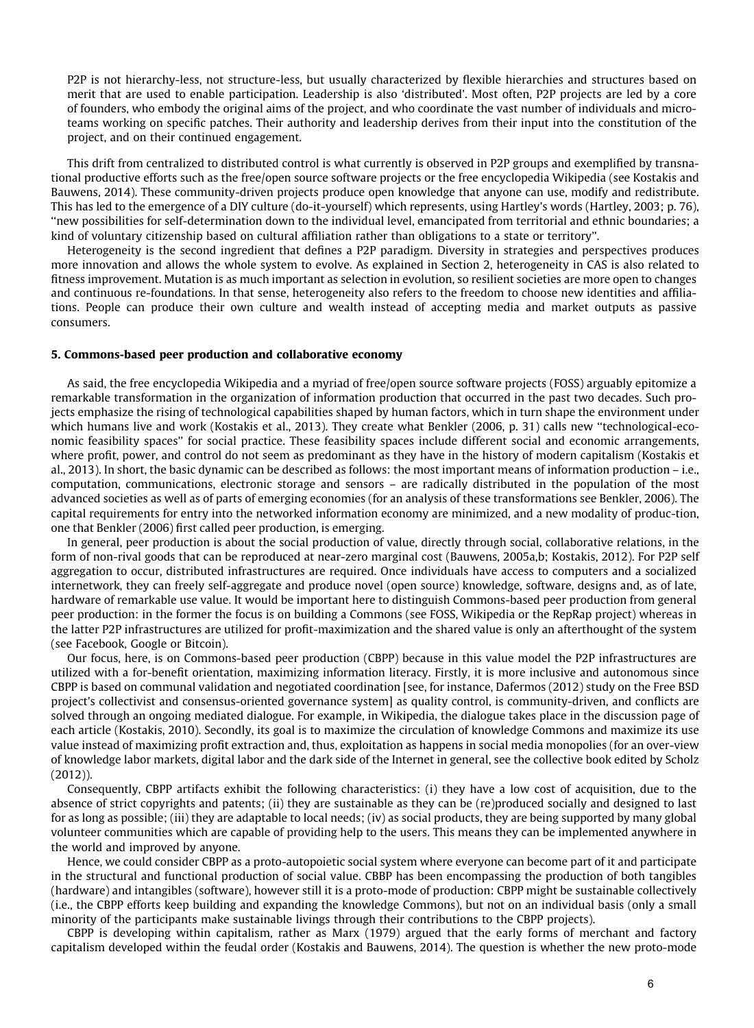P2P is not hierarchy-less, not structure-less, but usually characterized by flexible hierarchies and structures based on merit that are used to enable participation. Leadership is also 'distributed'. Most often, P2P projects are led by a core of founders, who embody the original aims of the project, and who coordinate the vast number of individuals and micro-teams working on specific patches. Their authority and leadership derives from their input into the constitution of the project, and on their continued engagement.

This drift from centralized to distributed control is what currently is observed in P2P groups and exemplified by transnational productive efforts such as the free/open source software projects or the free encyclopedia Wikipedia (see Kostakis and Bauwens, 2014). These community-driven projects produce open knowledge that anyone can use, modify and redistribute. This has led to the emergence of a DIY culture (do-it-yourself) which represents, using Hartley's words (Hartley, 2003; p. 76), "new possibilities for self-determination down to the individual level, emancipated from territorial and ethnic boundaries; a kind of voluntary citizenship based on cultural affiliation rather than obligations to a state or territory".

Heterogeneity is the second ingredient that defines a P2P paradigm. Diversity in strategies and perspectives produces more innovation and allows the whole system to evolve. As explained in Section 2, heterogeneity in CAS is also related to fitness improvement. Mutation is as much important as selection in evolution, so resilient societies are more open to changes and continuous re-foundations. In that sense, heterogeneity also refers to the freedom to choose new identities and affiliations. People can produce their own culture and wealth instead of accepting media and market outputs as passive consumers.

## 5. Commons-based peer production and collaborative economy

As said, the free encyclopedia Wikipedia and a myriad of free/open source software projects (FOSS) arguably epitomize a remarkable transformation in the organization of information production that occurred in the past two decades. Such projects emphasize the rising of technological capabilities shaped by human factors, which in turn shape the environment under which humans live and work (Kostakis et al., 2013). They create what Benkler (2006, p. 31) calls new "technological-economic feasibility spaces" for social practice. These feasibility spaces include different social and economic arrangements, where profit, power, and control do not seem as predominant as they have in the history of modern capitalism (Kostakis et al., 2013). In short, the basic dynamic can be described as follows: the most important means of information production – i.e., computation, communications, electronic storage and sensors – are radically distributed in the population of the most advanced societies as well as of parts of emerging economies (for an analysis of these transformations see Benkler, 2006). The capital requirements for entry into the networked information economy are minimized, and a new modality of produc-tion, one that Benkler (2006) first called peer production, is emerging.

In general, peer production is about the social production of value, directly through social, collaborative relations, in the form of non-rival goods that can be reproduced at near-zero marginal cost (Bauwens, 2005a,b; Kostakis, 2012). For P2P self aggregation to occur, distributed infrastructures are required. Once individuals have access to computers and a socialized internetwork, they can freely self-aggregate and produce novel (open source) knowledge, software, designs and, as of late, hardware of remarkable use value. It would be important here to distinguish Commons-based peer production from general peer production: in the former the focus is on building a Commons (see FOSS, Wikipedia or the RepRap project) whereas in the latter P2P infrastructures are utilized for profit-maximization and the shared value is only an afterthought of the system (see Facebook, Google or Bitcoin).

Our focus, here, is on Commons-based peer production (CBPP) because in this value model the P2P infrastructures are utilized with a for-benefit orientation, maximizing information literacy. Firstly, it is more inclusive and autonomous since CBPP is based on communal validation and negotiated coordination [see, for instance, Dafermos (2012) study on the Free BSD project's collectivist and consensus-oriented governance system] as quality control, is community-driven, and conflicts are solved through an ongoing mediated dialogue. For example, in Wikipedia, the dialogue takes place in the discussion page of each article (Kostakis, 2010). Secondly, its goal is to maximize the circulation of knowledge Commons and maximize its use value instead of maximizing profit extraction and, thus, exploitation as happens in social media monopolies (for an over-view of knowledge labor markets, digital labor and the dark side of the Internet in general, see the collective book edited by Scholz (2012)).

Consequently, CBPP artifacts exhibit the following characteristics: (i) they have a low cost of acquisition, due to the absence of strict copyrights and patents; (ii) they are sustainable as they can be (re)produced socially and designed to last for as long as possible; (iii) they are adaptable to local needs; (iv) as social products, they are being supported by many global volunteer communities which are capable of providing help to the users. This means they can be implemented anywhere in the world and improved by anyone.

Hence, we could consider CBPP as a proto-autopoietic social system where everyone can become part of it and participate in the structural and functional production of social value. CBBP has been encompassing the production of both tangibles (hardware) and intangibles (software), however still it is a proto-mode of production: CBPP might be sustainable collectively (i.e., the CBPP efforts keep building and expanding the knowledge Commons), but not on an individual basis (only a small minority of the participants make sustainable livings through their contributions to the CBPP projects).

CBPP is developing within capitalism, rather as Marx (1979) argued that the early forms of merchant and factory capitalism developed within the feudal order (Kostakis and Bauwens, 2014). The question is whether the new proto-mode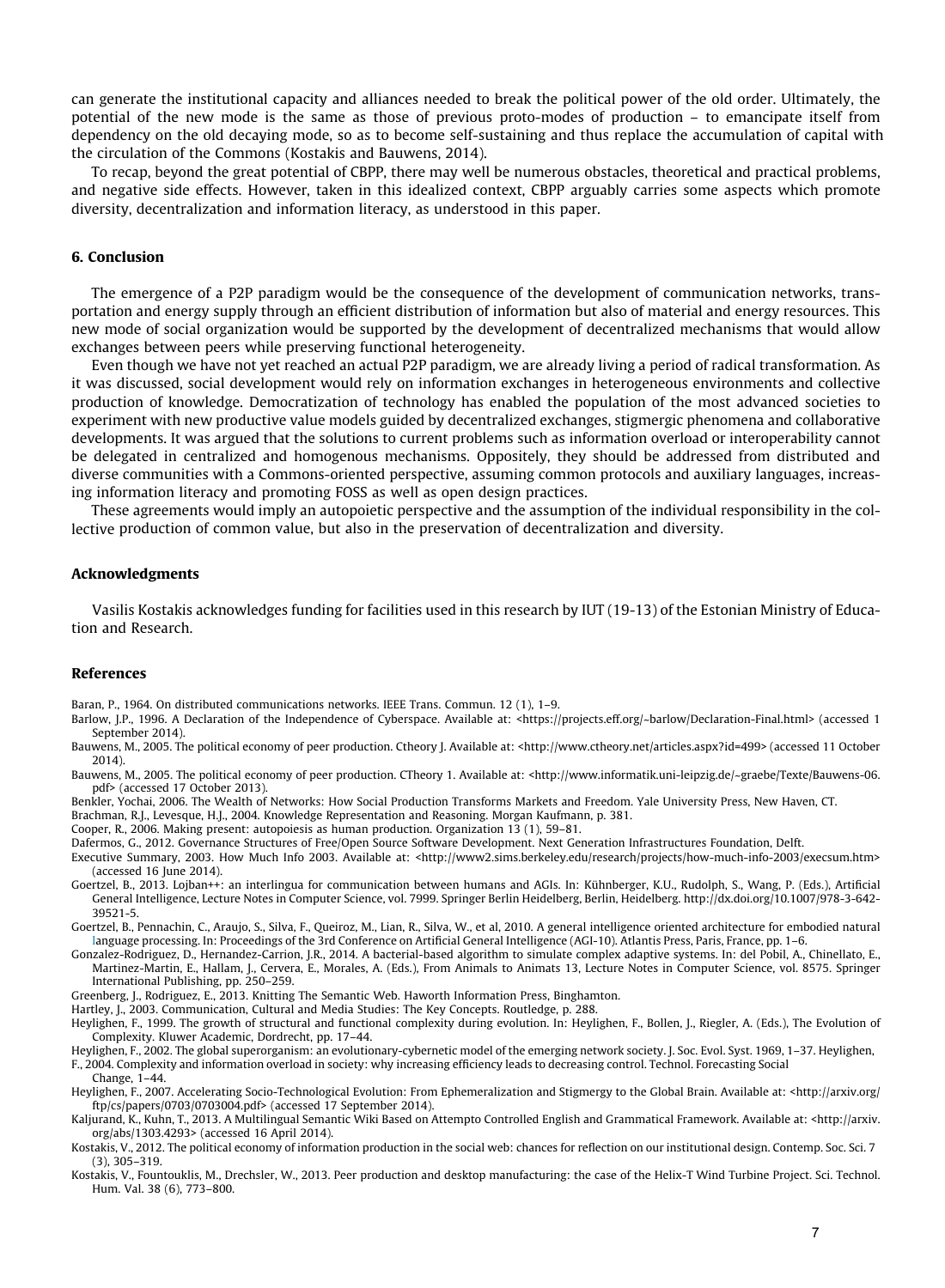can generate the institutional capacity and alliances needed to break the political power of the old order. Ultimately, the potential of the new mode is the same as those of previous proto-modes of production – to emancipate itself from dependency on the old decaying mode, so as to become self-sustaining and thus replace the accumulation of capital with the circulation of the Commons (Kostakis and Bauwens, 2014).

To recap, beyond the great potential of CBPP, there may well be numerous obstacles, theoretical and practical problems, and negative side effects. However, taken in this idealized context, CBPP arguably carries some aspects which promote diversity, decentralization and information literacy, as understood in this paper.

## 6. Conclusion

The emergence of a P2P paradigm would be the consequence of the development of communication networks, transportation and energy supply through an efficient distribution of information but also of material and energy resources. This new mode of social organization would be supported by the development of decentralized mechanisms that would allow exchanges between peers while preserving functional heterogeneity.

Even though we have not yet reached an actual P2P paradigm, we are already living a period of radical transformation. As it was discussed, social development would rely on information exchanges in heterogeneous environments and collective production of knowledge. Democratization of technology has enabled the population of the most advanced societies to experiment with new productive value models guided by decentralized exchanges, stigmergic phenomena and collaborative developments. It was argued that the solutions to current problems such as information overload or interoperability cannot be delegated in centralized and homogenous mechanisms. Oppositely, they should be addressed from distributed and diverse communities with a Commons-oriented perspective, assuming common protocols and auxiliary languages, increasing information literacy and promoting FOSS as well as open design practices.

These agreements would imply an autopoietic perspective and the assumption of the individual responsibility in the collective production of common value, but also in the preservation of decentralization and diversity.

## Acknowledgments

Vasilis Kostakis acknowledges funding for facilities used in this research by IUT (19-13) of the Estonian Ministry of Education and Research.

## References

Baran, P., 1964. On distributed communications networks. IEEE Trans. Commun. 12 (1), 1–9.

Barlow, J.P., 1996. A Declaration of the Independence of Cyberspace. Available at: <https://projects.eff.org/~barlow/Declaration-Final.html> (accessed 1 September 2014).

Bauwens, M., 2005. The political economy of peer production. Ctheory J. Available at: <http://www.ctheory.net/articles.aspx?id=499> (accessed 11 October 2014).

Bauwens, M., 2005. The political economy of peer production. CTheory 1. Available at: <http://www.informatik.uni-leipzig.de/~graebe/Texte/Bauwens-06.pdf> (accessed 17 October 2013).

Benkler, Yochai, 2006. The Wealth of Networks: How Social Production Transforms Markets and Freedom. Yale University Press, New Haven, CT.

Brachman, R.J., Levesque, H.J., 2004. Knowledge Representation and Reasoning. Morgan Kaufmann, p. 381.

Cooper, R., 2006. Making present: autopoiesis as human production. Organization 13 (1), 59–81.

Dafermos, G., 2012. Governance Structures of Free/Open Source Software Development. Next Generation Infrastructures Foundation, Delft.

Executive Summary, 2003. How Much Info 2003. Available at: <http://www2.sims.berkeley.edu/research/projects/how-much-info-2003/execsum.htm> (accessed 16 June 2014).

Goertzel, B., 2013. Lojban++: an interlingua for communication between humans and AGIs. In: Kühnberger, K.U., Rudolph, S., Wang, P. (Eds.), Artificial General Intelligence, Lecture Notes in Computer Science, vol. 7999. Springer Berlin Heidelberg, Berlin, Heidelberg. http://dx.doi.org/10.1007/978-3-642-39521-5.

Goertzel, B., Pennachin, C., Araujo, S., Silva, F., Queiroz, M., Lian, R., Silva, W., et al, 2010. A general intelligence oriented architecture for embodied natural language processing. In: Proceedings of the 3rd Conference on Artificial General Intelligence (AGI-10). Atlantis Press, Paris, France, pp. 1–6.

Gonzalez-Rodriguez, D., Hernandez-Carrion, J.R., 2014. A bacterial-based algorithm to simulate complex adaptive systems. In: del Pobil, A., Chinellato, E., Martinez-Martin, E., Hallam, J., Cervera, E., Morales, A. (Eds.), From Animals to Animats 13, Lecture Notes in Computer Science, vol. 8575. Springer International Publishing, pp. 250–259.

Greenberg, J., Rodriguez, E., 2013. Knitting The Semantic Web. Haworth Information Press, Binghamton.

Hartley, J., 2003. Communication, Cultural and Media Studies: The Key Concepts. Routledge, p. 288.

Heylighen, F., 1999. The growth of structural and functional complexity during evolution. In: Heylighen, F., Bollen, J., Riegler, A. (Eds.), The Evolution of Complexity. Kluwer Academic, Dordrecht, pp. 17–44.

Heylighen, F., 2002. The global superorganism: an evolutionary-cybernetic model of the emerging network society. J. Soc. Evol. Syst. 1969, 1–37. Heylighen, F., 2004. Complexity and information overload in society: why increasing efficiency leads to decreasing control. Technol. Forecasting Social Change, 1–44.

Heylighen, F., 2007. Accelerating Socio-Technological Evolution: From Ephemeralization and Stigmergy to the Global Brain. Available at: <http://arxiv.org/ftp/cs/papers/0703/0703004.pdf> (accessed 17 September 2014).

Kaljurand, K., Kuhn, T., 2013. A Multilingual Semantic Wiki Based on Attempto Controlled English and Grammatical Framework. Available at: <http://arxiv.org/abs/1303.4293> (accessed 16 April 2014).

Kostakis, V., 2012. The political economy of information production in the social web: chances for reflection on our institutional design. Contemp. Soc. Sci. 7 (3), 305–319.

Kostakis, V., Fountouklis, M., Drechsler, W., 2013. Peer production and desktop manufacturing: the case of the Helix-T Wind Turbine Project. Sci. Technol. Hum. Val. 38 (6), 773–800.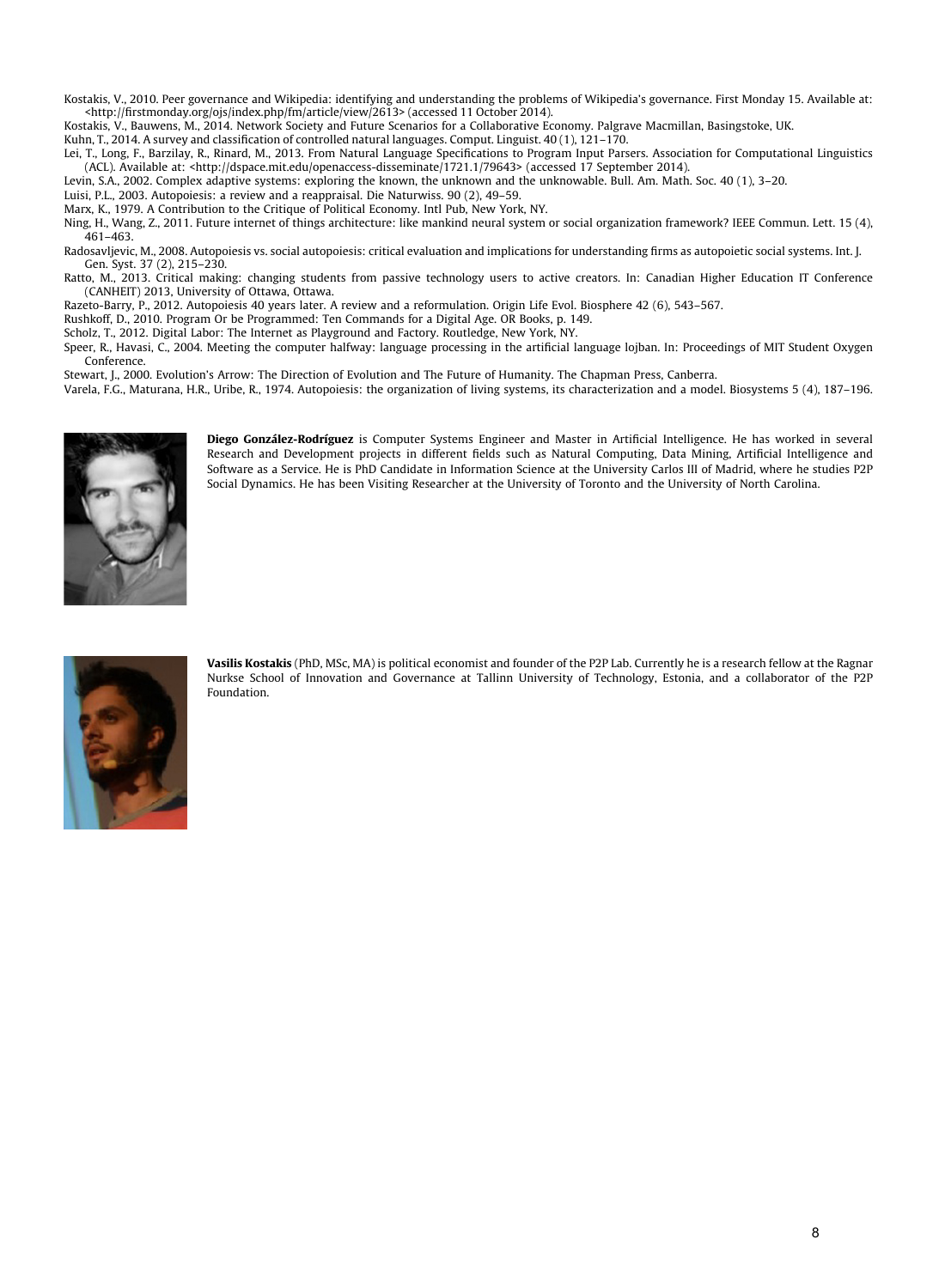Kostakis, V., 2010. Peer governance and Wikipedia: identifying and understanding the problems of Wikipedia's governance. First Monday 15. Available at: <http://firstmonday.org/ojs/index.php/fm/article/view/2613> (accessed 11 October 2014).

Kostakis, V., Bauwens, M., 2014. Network Society and Future Scenarios for a Collaborative Economy. Palgrave Macmillan, Basingstoke, UK.

Kuhn, T., 2014. A survey and classification of controlled natural languages. Comput. Linguist. 40 (1), 121–170.

Lei, T., Long, F., Barzilay, R., Rinard, M., 2013. From Natural Language Specifications to Program Input Parsers. Association for Computational Linguistics (ACL). Available at: <http://dspace.mit.edu/openaccess-disseminate/1721.1/79643> (accessed 17 September 2014).

Levin, S.A., 2002. Complex adaptive systems: exploring the known, the unknown and the unknowable. Bull. Am. Math. Soc. 40 (1), 3–20.

Luisi, P.L., 2003. Autopoiesis: a review and a reappraisal. Die Naturwiss. 90 (2), 49–59.

Marx, K., 1979. A Contribution to the Critique of Political Economy. Intl Pub, New York, NY.

Ning, H., Wang, Z., 2011. Future internet of things architecture: like mankind neural system or social organization framework? IEEE Commun. Lett. 15 (4), 461–463.

Radosavljevic, M., 2008. Autopoiesis vs. social autopoiesis: critical evaluation and implications for understanding firms as autopoietic social systems. Int. J. Gen. Syst. 37 (2), 215–230.

Ratto, M., 2013. Critical making: changing students from passive technology users to active creators. In: Canadian Higher Education IT Conference (CANHEIT) 2013, University of Ottawa, Ottawa.

Razeto-Barry, P., 2012. Autopoiesis 40 years later. A review and a reformulation. Origin Life Evol. Biosphere 42 (6), 543–567.

Rushkoff, D., 2010. Program Or be Programmed: Ten Commands for a Digital Age. OR Books, p. 149.

Scholz, T., 2012. Digital Labor: The Internet as Playground and Factory. Routledge, New York, NY.

Speer, R., Havasi, C., 2004. Meeting the computer halfway: language processing in the artificial language lojban. In: Proceedings of MIT Student Oxygen Conference.

Stewart, J., 2000. Evolution's Arrow: The Direction of Evolution and The Future of Humanity. The Chapman Press, Canberra.

Varela, F.G., Maturana, H.R., Uribe, R., 1974. Autopoiesis: the organization of living systems, its characterization and a model. Biosystems 5 (4), 187–196.

**Diego González-Rodríguez** is Computer Systems Engineer and Master in Artificial Intelligence. He has worked in several Research and Development projects in different fields such as Natural Computing, Data Mining, Artificial Intelligence and Software as a Service. He is PhD Candidate in Information Science at the University Carlos III of Madrid, where he studies P2P Social Dynamics. He has been Visiting Researcher at the University of Toronto and the University of North Carolina.

**Vasilis Kostakis** (PhD, MSc, MA) is political economist and founder of the P2P Lab. Currently he is a research fellow at the Ragnar Nurkse School of Innovation and Governance at Tallinn University of Technology, Estonia, and a collaborator of the P2P Foundation.